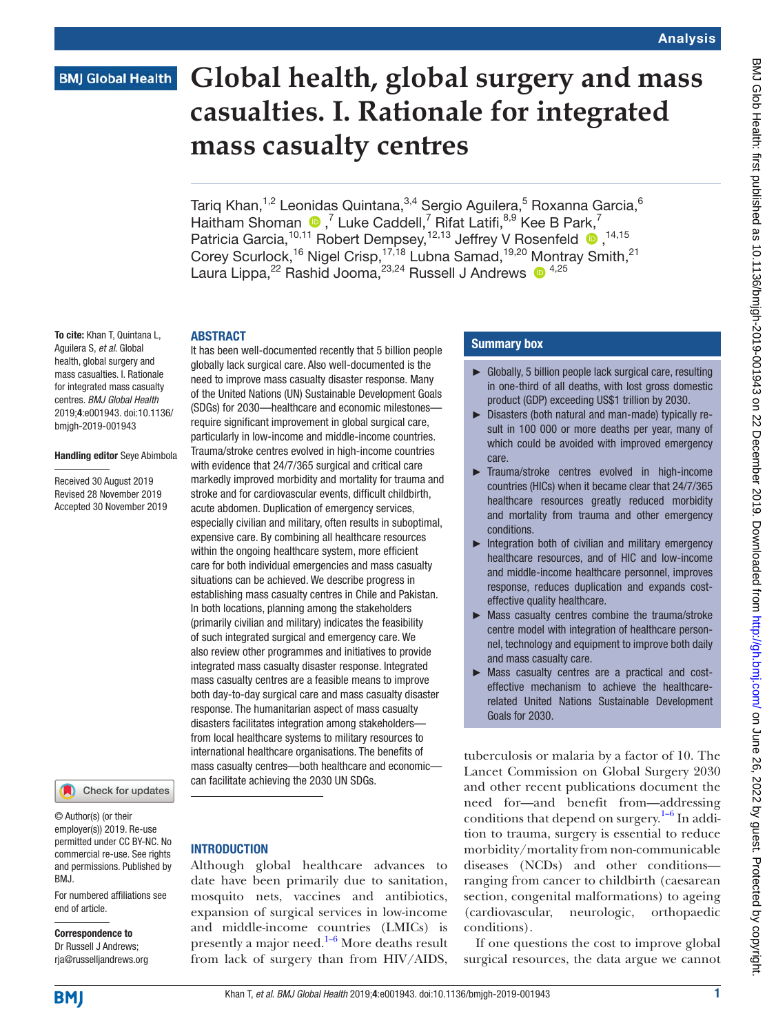# Global health, global surgery and mass casualties. I. Rationale for integrated mass casualty centres

Tariq Khan,[1,2] Leonidas Quintana,[3,4] Sergio Aguilera,[5] Roxanna Garcia,[6] Haitham Shoman,[7] Luke Caddell,[7] Rifat Latifi,[8,9] Kee B Park,[7] Patricia Garcia,[10,11] Robert Dempsey,[12,13] Jeffrey V Rosenfeld,[14,15] Corey Scurlock,[16] Nigel Crisp,[17,18] Lubna Samad,[19,20] Montray Smith,[21] Laura Lippa,[22] Rashid Jooma,[23,24] Russell J Andrews[4,25]

**To cite:** Khan T, Quintana L, Aguilera S, *et al.* Global health, global surgery and mass casualties. I. Rationale for integrated mass casualty centres. *BMJ Global Health* 2019;**4**:e001943. doi:10.1136/bmjgh-2019-001943

**Handling editor** Seye Abimbola

Received 30 August 2019
Revised 28 November 2019
Accepted 30 November 2019

© Author(s) (or their employer(s)) 2019. Re-use permitted under CC BY-NC. No commercial re-use. See rights and permissions. Published by BMJ.

For numbered affiliations see end of article.

**Correspondence to**
Dr Russell J Andrews; rja@russelljandrews.org

## ABSTRACT

It has been well-documented recently that 5 billion people globally lack surgical care. Also well-documented is the need to improve mass casualty disaster response. Many of the United Nations (UN) Sustainable Development Goals (SDGs) for 2030—healthcare and economic milestones—require significant improvement in global surgical care, particularly in low-income and middle-income countries. Trauma/stroke centres evolved in high-income countries with evidence that 24/7/365 surgical and critical care markedly improved morbidity and mortality for trauma and stroke and for cardiovascular events, difficult childbirth, acute abdomen. Duplication of emergency services, especially civilian and military, often results in suboptimal, expensive care. By combining all healthcare resources within the ongoing healthcare system, more efficient care for both individual emergencies and mass casualty situations can be achieved. We describe progress in establishing mass casualty centres in Chile and Pakistan. In both locations, planning among the stakeholders (primarily civilian and military) indicates the feasibility of such integrated surgical and emergency care. We also review other programmes and initiatives to provide integrated mass casualty disaster response. Integrated mass casualty centres are a feasible means to improve both day-to-day surgical care and mass casualty disaster response. The humanitarian aspect of mass casualty disasters facilitates integration among stakeholders—from local healthcare systems to military resources to international healthcare organisations. The benefits of mass casualty centres—both healthcare and economic—can facilitate achieving the 2030 UN SDGs.

### Summary box

- ► Globally, 5 billion people lack surgical care, resulting in one-third of all deaths, with lost gross domestic product (GDP) exceeding US$1 trillion by 2030.
- ► Disasters (both natural and man-made) typically result in 100 000 or more deaths per year, many of which could be avoided with improved emergency care.
- ► Trauma/stroke centres evolved in high-income countries (HICs) when it became clear that 24/7/365 healthcare resources greatly reduced morbidity and mortality from trauma and other emergency conditions.
- ► Integration both of civilian and military emergency healthcare resources, and of HIC and low-income and middle-income healthcare personnel, improves response, reduces duplication and expands cost-effective quality healthcare.
- ► Mass casualty centres combine the trauma/stroke centre model with integration of healthcare personnel, technology and equipment to improve both daily and mass casualty care.
- ► Mass casualty centres are a practical and cost-effective mechanism to achieve the healthcare-related United Nations Sustainable Development Goals for 2030.

## INTRODUCTION

Although global healthcare advances to date have been primarily due to sanitation, mosquito nets, vaccines and antibiotics, expansion of surgical services in low-income and middle-income countries (LMICs) is presently a major need.[1–6] More deaths result from lack of surgery than from HIV/AIDS, tuberculosis or malaria by a factor of 10. The Lancet Commission on Global Surgery 2030 and other recent publications document the need for—and benefit from—addressing conditions that depend on surgery.[1–6] In addition to trauma, surgery is essential to reduce morbidity/mortality from non-communicable diseases (NCDs) and other conditions—ranging from cancer to childbirth (caesarean section, congenital malformations) to ageing (cardiovascular, neurologic, orthopaedic conditions).

If one questions the cost to improve global surgical resources, the data argue we cannot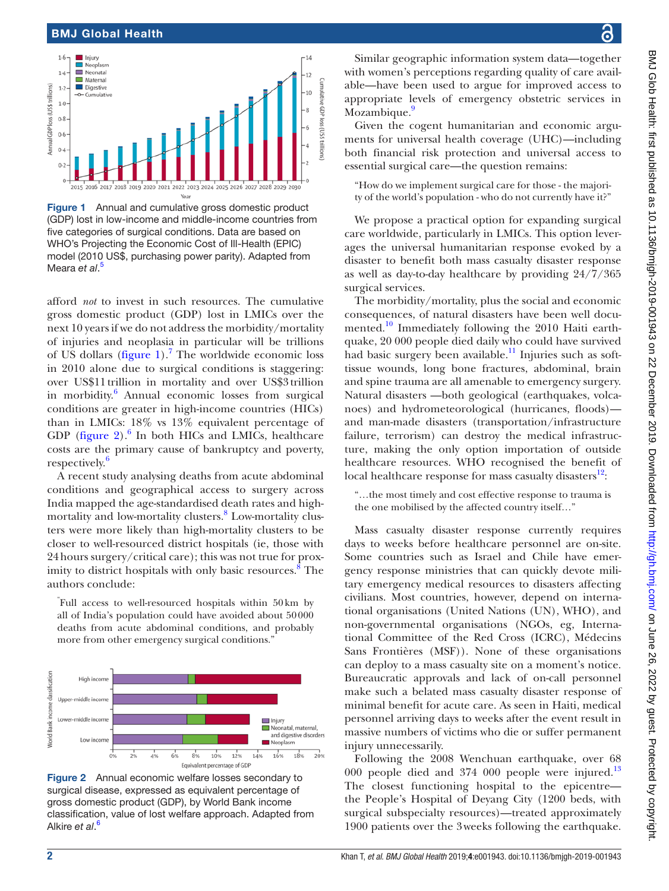Injury
Neoplasm
Neonatal
Maternal
Digestive
Cumulative

Annual GDP loss (US$ trillions)

Cumulative GDP loss (US$ trillions)

Year

2015 2016 2017 2018 2019 2020 2021 2022 2023 2024 2025 2026 2027 2028 2029 2030

**Figure 1** Annual and cumulative gross domestic product (GDP) lost in low-income and middle-income countries from five categories of surgical conditions. Data are based on WHO's Projecting the Economic Cost of Ill-Health (EPIC) model (2010 US$, purchasing power parity). Adapted from Meara *et al*.[5]

afford *not* to invest in such resources. The cumulative gross domestic product (GDP) lost in LMICs over the next 10 years if we do not address the morbidity/mortality of injuries and neoplasia in particular will be trillions of US dollars (figure 1).[7] The worldwide economic loss in 2010 alone due to surgical conditions is staggering: over US$11 trillion in mortality and over US$3 trillion in morbidity.[6] Annual economic losses from surgical conditions are greater in high-income countries (HICs) than in LMICs: 18% vs 13% equivalent percentage of GDP (figure 2).[6] In both HICs and LMICs, healthcare costs are the primary cause of bankruptcy and poverty, respectively.[6]

A recent study analysing deaths from acute abdominal conditions and geographical access to surgery across India mapped the age-standardised death rates and high-mortality and low-mortality clusters.[8] Low-mortality clusters were more likely than high-mortality clusters to be closer to well-resourced district hospitals (ie, those with 24 hours surgery/critical care); this was not true for proximity to district hospitals with only basic resources.[8] The authors conclude:

> "Full access to well-resourced hospitals within 50 km by all of India's population could have avoided about 50 000 deaths from acute abdominal conditions, and probably more from other emergency surgical conditions."

World Bank income classification

High income
Upper-middle income
Lower-middle income
Low income

Injury
Neonatal, maternal, and digestive disorders
Neoplasm

0% 2% 4% 6% 8% 10% 12% 14% 16% 18% 20%

Equivalent percentage of GDP

**Figure 2** Annual economic welfare losses secondary to surgical disease, expressed as equivalent percentage of gross domestic product (GDP), by World Bank income classification, value of lost welfare approach. Adapted from Alkire *et al*.[6]

Similar geographic information system data—together with women's perceptions regarding quality of care available—have been used to argue for improved access to appropriate levels of emergency obstetric services in Mozambique.[9]

Given the cogent humanitarian and economic arguments for universal health coverage (UHC)—including both financial risk protection and universal access to essential surgical care—the question remains:

> "How do we implement surgical care for those - the majority of the world's population - who do not currently have it?"

We propose a practical option for expanding surgical care worldwide, particularly in LMICs. This option leverages the universal humanitarian response evoked by a disaster to benefit both mass casualty disaster response as well as day-to-day healthcare by providing 24/7/365 surgical services.

The morbidity/mortality, plus the social and economic consequences, of natural disasters have been well documented.[10] Immediately following the 2010 Haiti earthquake, 20 000 people died daily who could have survived had basic surgery been available.[11] Injuries such as soft-tissue wounds, long bone fractures, abdominal, brain and spine trauma are all amenable to emergency surgery. Natural disasters —both geological (earthquakes, volcanoes) and hydrometeorological (hurricanes, floods)—and man-made disasters (transportation/infrastructure failure, terrorism) can destroy the medical infrastructure, making the only option importation of outside healthcare resources. WHO recognised the benefit of local healthcare response for mass casualty disasters[12]:

> "…the most timely and cost effective response to trauma is the one mobilised by the affected country itself…"

Mass casualty disaster response currently requires days to weeks before healthcare personnel are on-site. Some countries such as Israel and Chile have emergency response ministries that can quickly devote military emergency medical resources to disasters affecting civilians. Most countries, however, depend on international organisations (United Nations (UN), WHO), and non-governmental organisations (NGOs, eg, International Committee of the Red Cross (ICRC), Médecins Sans Frontières (MSF)). None of these organisations can deploy to a mass casualty site on a moment's notice. Bureaucratic approvals and lack of on-call personnel make such a belated mass casualty disaster response of minimal benefit for acute care. As seen in Haiti, medical personnel arriving days to weeks after the event result in massive numbers of victims who die or suffer permanent injury unnecessarily.

Following the 2008 Wenchuan earthquake, over 68 000 people died and 374 000 people were injured.[13] The closest functioning hospital to the epicentre—the People's Hospital of Deyang City (1200 beds, with surgical subspecialty resources)—treated approximately 1900 patients over the 3 weeks following the earthquake.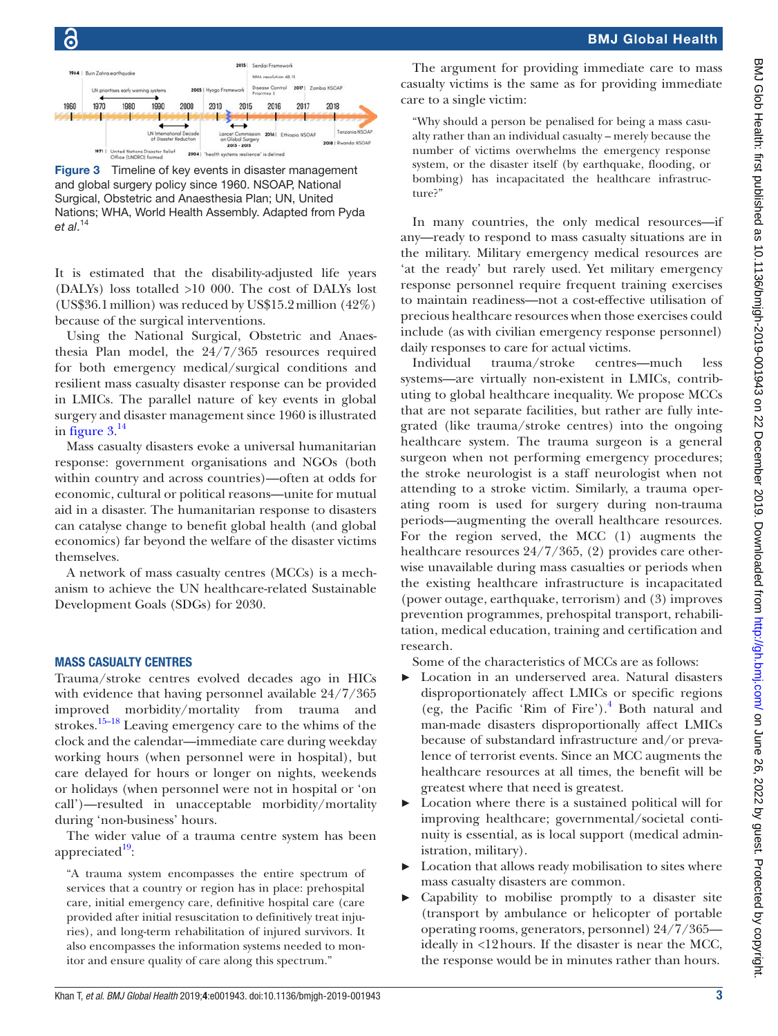1964 | Buin Zahra earthquake

UN prioritises early warning systems

1960 1970 1980 1990 2000 2010 2015 2016 2017 2018

1971 | United Nations Disaster Relief Office (UNDRO) formed

UN International Decade of Disaster Reduction

2004 | "health systems resilience" is defined

2005 | Hyogo Framework

Lancet Commission on Global Surgery 2013 - 2015

2015 | Sendai Framework

WHA resolution 68.15

Disease Control Priorities 3

2016 | Ethiopia NSOAP

2017 | Zambia NSOAP

Tanzania NSOAP

2018 | Rwanda NSOAP

**Figure 3** Timeline of key events in disaster management and global surgery policy since 1960. NSOAP, National Surgical, Obstetric and Anaesthesia Plan; UN, United Nations; WHA, World Health Assembly. Adapted from Pyda *et al*.[14]

It is estimated that the disability-adjusted life years (DALYs) loss totalled >10 000. The cost of DALYs lost (US$36.1 million) was reduced by US$15.2 million (42%) because of the surgical interventions.

Using the National Surgical, Obstetric and Anaesthesia Plan model, the 24/7/365 resources required for both emergency medical/surgical conditions and resilient mass casualty disaster response can be provided in LMICs. The parallel nature of key events in global surgery and disaster management since 1960 is illustrated in figure 3.[14]

Mass casualty disasters evoke a universal humanitarian response: government organisations and NGOs (both within country and across countries)—often at odds for economic, cultural or political reasons—unite for mutual aid in a disaster. The humanitarian response to disasters can catalyse change to benefit global health (and global economics) far beyond the welfare of the disaster victims themselves.

A network of mass casualty centres (MCCs) is a mechanism to achieve the UN healthcare-related Sustainable Development Goals (SDGs) for 2030.

## MASS CASUALTY CENTRES

Trauma/stroke centres evolved decades ago in HICs with evidence that having personnel available 24/7/365 improved morbidity/mortality from trauma and strokes.[15–18] Leaving emergency care to the whims of the clock and the calendar—immediate care during weekday working hours (when personnel were in hospital), but care delayed for hours or longer on nights, weekends or holidays (when personnel were not in hospital or 'on call')—resulted in unacceptable morbidity/mortality during 'non-business' hours.

The wider value of a trauma centre system has been appreciated[19]:

> "A trauma system encompasses the entire spectrum of services that a country or region has in place: prehospital care, initial emergency care, definitive hospital care (care provided after initial resuscitation to definitively treat injuries), and long-term rehabilitation of injured survivors. It also encompasses the information systems needed to monitor and ensure quality of care along this spectrum."

The argument for providing immediate care to mass casualty victims is the same as for providing immediate care to a single victim:

> "Why should a person be penalised for being a mass casualty rather than an individual casualty – merely because the number of victims overwhelms the emergency response system, or the disaster itself (by earthquake, flooding, or bombing) has incapacitated the healthcare infrastructure?"

In many countries, the only medical resources—if any—ready to respond to mass casualty situations are in the military. Military emergency medical resources are 'at the ready' but rarely used. Yet military emergency response personnel require frequent training exercises to maintain readiness—not a cost-effective utilisation of precious healthcare resources when those exercises could include (as with civilian emergency response personnel) daily responses to care for actual victims.

Individual trauma/stroke centres—much less systems—are virtually non-existent in LMICs, contributing to global healthcare inequality. We propose MCCs that are not separate facilities, but rather are fully integrated (like trauma/stroke centres) into the ongoing healthcare system. The trauma surgeon is a general surgeon when not performing emergency procedures; the stroke neurologist is a staff neurologist when not attending to a stroke victim. Similarly, a trauma operating room is used for surgery during non-trauma periods—augmenting the overall healthcare resources. For the region served, the MCC (1) augments the healthcare resources 24/7/365, (2) provides care otherwise unavailable during mass casualties or periods when the existing healthcare infrastructure is incapacitated (power outage, earthquake, terrorism) and (3) improves prevention programmes, prehospital transport, rehabilitation, medical education, training and certification and research.

Some of the characteristics of MCCs are as follows:

- Location in an underserved area. Natural disasters disproportionately affect LMICs or specific regions (eg, the Pacific 'Rim of Fire').[4] Both natural and man-made disasters disproportionally affect LMICs because of substandard infrastructure and/or prevalence of terrorist events. Since an MCC augments the healthcare resources at all times, the benefit will be greatest where that need is greatest.
- Location where there is a sustained political will for improving healthcare; governmental/societal continuity is essential, as is local support (medical administration, military).
- Location that allows ready mobilisation to sites where mass casualty disasters are common.
- Capability to mobilise promptly to a disaster site (transport by ambulance or helicopter of portable operating rooms, generators, personnel) 24/7/365—ideally in <12 hours. If the disaster is near the MCC, the response would be in minutes rather than hours.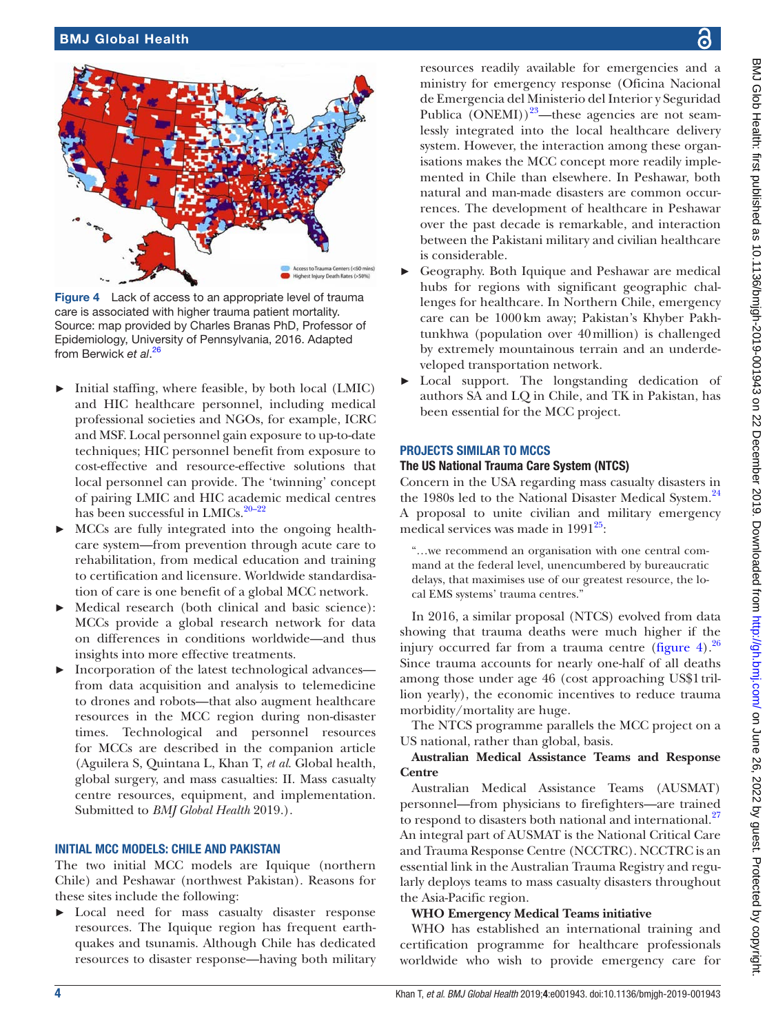Figure 4 Lack of access to an appropriate level of trauma care is associated with higher trauma patient mortality. Source: map provided by Charles Branas PhD, Professor of Epidemiology, University of Pennsylvania, 2016. Adapted from Berwick *et al*.[26]

- Initial staffing, where feasible, by both local (LMIC) and HIC healthcare personnel, including medical professional societies and NGOs, for example, ICRC and MSF. Local personnel gain exposure to up-to-date techniques; HIC personnel benefit from exposure to cost-effective and resource-effective solutions that local personnel can provide. The 'twinning' concept of pairing LMIC and HIC academic medical centres has been successful in LMICs.[20–22]
- MCCs are fully integrated into the ongoing healthcare system—from prevention through acute care to rehabilitation, from medical education and training to certification and licensure. Worldwide standardisation of care is one benefit of a global MCC network.
- Medical research (both clinical and basic science): MCCs provide a global research network for data on differences in conditions worldwide—and thus insights into more effective treatments.
- Incorporation of the latest technological advances—from data acquisition and analysis to telemedicine to drones and robots—that also augment healthcare resources in the MCC region during non-disaster times. Technological and personnel resources for MCCs are described in the companion article (Aguilera S, Quintana L, Khan T, *et al.* Global health, global surgery, and mass casualties: II. Mass casualty centre resources, equipment, and implementation. Submitted to *BMJ Global Health* 2019.).

## INITIAL MCC MODELS: CHILE AND PAKISTAN

The two initial MCC models are Iquique (northern Chile) and Peshawar (northwest Pakistan). Reasons for these sites include the following:

- Local need for mass casualty disaster response resources. The Iquique region has frequent earthquakes and tsunamis. Although Chile has dedicated resources to disaster response—having both military resources readily available for emergencies and a ministry for emergency response (Oficina Nacional de Emergencia del Ministerio del Interior y Seguridad Publica (ONEMI))[23]—these agencies are not seamlessly integrated into the local healthcare delivery system. However, the interaction among these organisations makes the MCC concept more readily implemented in Chile than elsewhere. In Peshawar, both natural and man-made disasters are common occurrences. The development of healthcare in Peshawar over the past decade is remarkable, and interaction between the Pakistani military and civilian healthcare is considerable.
- Geography. Both Iquique and Peshawar are medical hubs for regions with significant geographic challenges for healthcare. In Northern Chile, emergency care can be 1000 km away; Pakistan's Khyber Pakhtunkhwa (population over 40 million) is challenged by extremely mountainous terrain and an underdeveloped transportation network.
- Local support. The longstanding dedication of authors SA and LQ in Chile, and TK in Pakistan, has been essential for the MCC project.

## PROJECTS SIMILAR TO MCCS

### The US National Trauma Care System (NTCS)

Concern in the USA regarding mass casualty disasters in the 1980s led to the National Disaster Medical System.[24] A proposal to unite civilian and military emergency medical services was made in 1991[25]:

> "…we recommend an organisation with one central command at the federal level, unencumbered by bureaucratic delays, that maximises use of our greatest resource, the local EMS systems' trauma centres."

In 2016, a similar proposal (NTCS) evolved from data showing that trauma deaths were much higher if the injury occurred far from a trauma centre (figure 4).[26] Since trauma accounts for nearly one-half of all deaths among those under age 46 (cost approaching US$1 trillion yearly), the economic incentives to reduce trauma morbidity/mortality are huge.

The NTCS programme parallels the MCC project on a US national, rather than global, basis.

**Australian Medical Assistance Teams and Response Centre**

Australian Medical Assistance Teams (AUSMAT) personnel—from physicians to firefighters—are trained to respond to disasters both national and international.[27] An integral part of AUSMAT is the National Critical Care and Trauma Response Centre (NCCTRC). NCCTRC is an essential link in the Australian Trauma Registry and regularly deploys teams to mass casualty disasters throughout the Asia-Pacific region.

**WHO Emergency Medical Teams initiative**

WHO has established an international training and certification programme for healthcare professionals worldwide who wish to provide emergency care for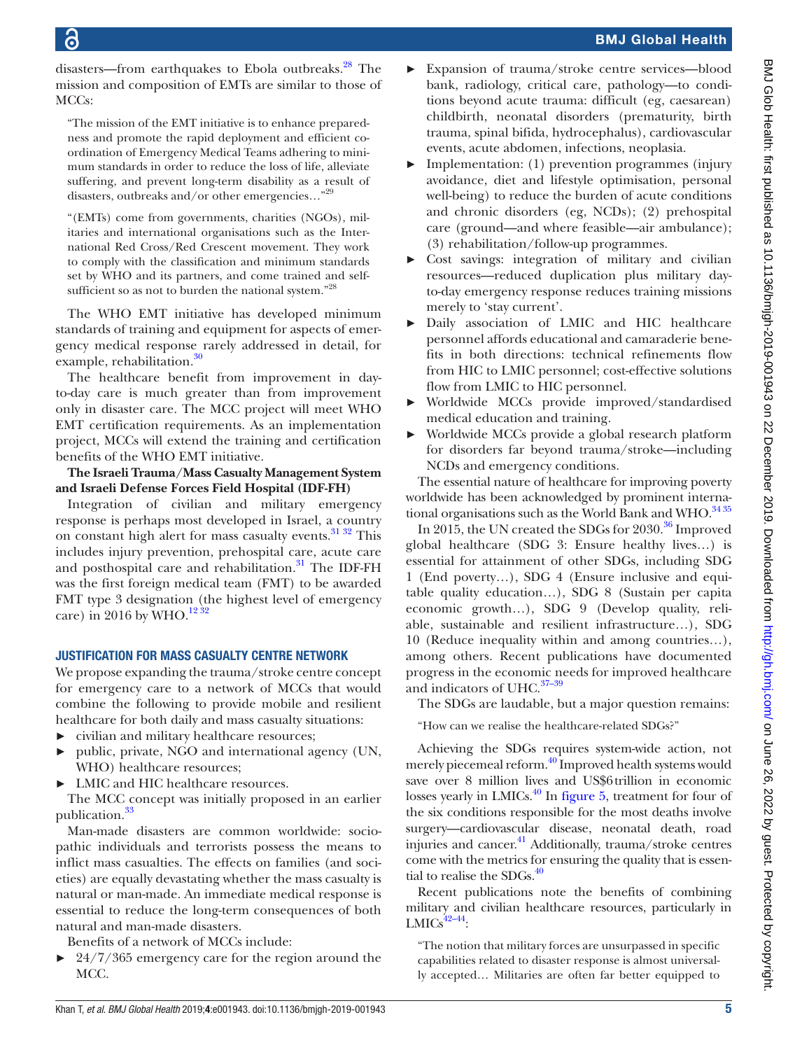disasters—from earthquakes to Ebola outbreaks.[28] The mission and composition of EMTs are similar to those of MCCs:

> "The mission of the EMT initiative is to enhance preparedness and promote the rapid deployment and efficient co-ordination of Emergency Medical Teams adhering to minimum standards in order to reduce the loss of life, alleviate suffering, and prevent long-term disability as a result of disasters, outbreaks and/or other emergencies…"[29]

> "(EMTs) come from governments, charities (NGOs), militaries and international organisations such as the International Red Cross/Red Crescent movement. They work to comply with the classification and minimum standards set by WHO and its partners, and come trained and self-sufficient so as not to burden the national system."[28]

The WHO EMT initiative has developed minimum standards of training and equipment for aspects of emergency medical response rarely addressed in detail, for example, rehabilitation.[30]

The healthcare benefit from improvement in day-to-day care is much greater than from improvement only in disaster care. The MCC project will meet WHO EMT certification requirements. As an implementation project, MCCs will extend the training and certification benefits of the WHO EMT initiative.

**The Israeli Trauma/Mass Casualty Management System and Israeli Defense Forces Field Hospital (IDF-FH)**

Integration of civilian and military emergency response is perhaps most developed in Israel, a country on constant high alert for mass casualty events.[31,32] This includes injury prevention, prehospital care, acute care and posthospital care and rehabilitation.[31] The IDF-FH was the first foreign medical team (FMT) to be awarded FMT type 3 designation (the highest level of emergency care) in 2016 by WHO.[12,32]

## JUSTIFICATION FOR MASS CASUALTY CENTRE NETWORK

We propose expanding the trauma/stroke centre concept for emergency care to a network of MCCs that would combine the following to provide mobile and resilient healthcare for both daily and mass casualty situations:

- civilian and military healthcare resources;
- public, private, NGO and international agency (UN, WHO) healthcare resources;
- LMIC and HIC healthcare resources.

The MCC concept was initially proposed in an earlier publication.[33]

Man-made disasters are common worldwide: sociopathic individuals and terrorists possess the means to inflict mass casualties. The effects on families (and societies) are equally devastating whether the mass casualty is natural or man-made. An immediate medical response is essential to reduce the long-term consequences of both natural and man-made disasters.

Benefits of a network of MCCs include:

- 24/7/365 emergency care for the region around the MCC.
- Expansion of trauma/stroke centre services—blood bank, radiology, critical care, pathology—to conditions beyond acute trauma: difficult (eg, caesarean) childbirth, neonatal disorders (prematurity, birth trauma, spinal bifida, hydrocephalus), cardiovascular events, acute abdomen, infections, neoplasia.
- Implementation: (1) prevention programmes (injury avoidance, diet and lifestyle optimisation, personal well-being) to reduce the burden of acute conditions and chronic disorders (eg, NCDs); (2) prehospital care (ground—and where feasible—air ambulance); (3) rehabilitation/follow-up programmes.
- Cost savings: integration of military and civilian resources—reduced duplication plus military day-to-day emergency response reduces training missions merely to 'stay current'.
- Daily association of LMIC and HIC healthcare personnel affords educational and camaraderie benefits in both directions: technical refinements flow from HIC to LMIC personnel; cost-effective solutions flow from LMIC to HIC personnel.
- Worldwide MCCs provide improved/standardised medical education and training.
- Worldwide MCCs provide a global research platform for disorders far beyond trauma/stroke—including NCDs and emergency conditions.

The essential nature of healthcare for improving poverty worldwide has been acknowledged by prominent international organisations such as the World Bank and WHO.[34,35]

In 2015, the UN created the SDGs for 2030.[36] Improved global healthcare (SDG 3: Ensure healthy lives…) is essential for attainment of other SDGs, including SDG 1 (End poverty…), SDG 4 (Ensure inclusive and equitable quality education…), SDG 8 (Sustain per capita economic growth…), SDG 9 (Develop quality, reliable, sustainable and resilient infrastructure…), SDG 10 (Reduce inequality within and among countries…), among others. Recent publications have documented progress in the economic needs for improved healthcare and indicators of UHC.[37–39]

The SDGs are laudable, but a major question remains:

> "How can we realise the healthcare-related SDGs?"

Achieving the SDGs requires system-wide action, not merely piecemeal reform.[40] Improved health systems would save over 8 million lives and US$6 trillion in economic losses yearly in LMICs.[40] In figure 5, treatment for four of the six conditions responsible for the most deaths involve surgery—cardiovascular disease, neonatal death, road injuries and cancer.[41] Additionally, trauma/stroke centres come with the metrics for ensuring the quality that is essential to realise the SDGs.[40]

Recent publications note the benefits of combining military and civilian healthcare resources, particularly in LMICs[42–44]:

> "The notion that military forces are unsurpassed in specific capabilities related to disaster response is almost universally accepted… Militaries are often far better equipped to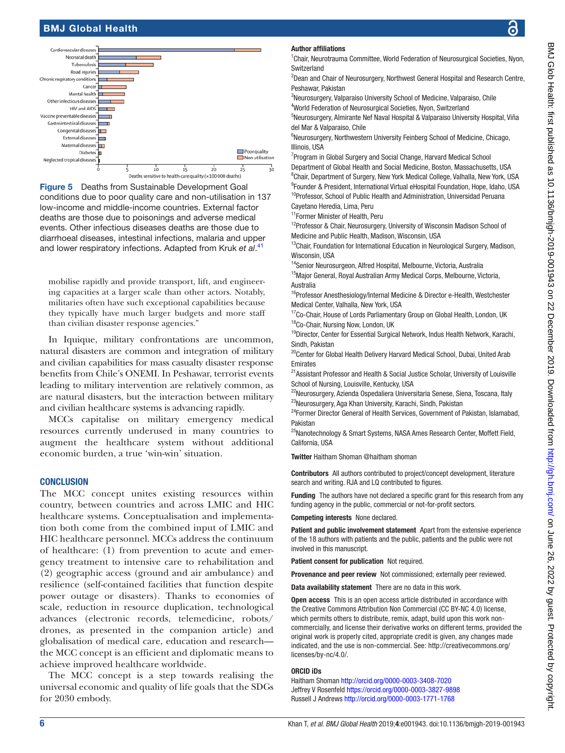Cardiovascular diseases
Neonatal death
Tuberculosis
Road injuries
Chronic respiratory conditions
Cancer
Mental health
Other infectious diseases
HIV and AIDS
Vaccine preventable diseases
Gastrointestinal diseases
Congenital diseases
External diseases
Maternal diseases
Diabetes
Neglected tropical diseases

Poor quality
Non utilisation

0 5 10 15 20 25 30
Deaths sensitive to health-care quality (×100 000 deaths)

**Figure 5** Deaths from Sustainable Development Goal conditions due to poor quality care and non-utilisation in 137 low-income and middle-income countries. External factor deaths are those due to poisonings and adverse medical events. Other infectious diseases deaths are those due to diarrhoeal diseases, intestinal infections, malaria and upper and lower respiratory infections. Adapted from Kruk *et al*.[41]

mobilise rapidly and provide transport, lift, and engineering capacities at a larger scale than other actors. Notably, militaries often have such exceptional capabilities because they typically have much larger budgets and more staff than civilian disaster response agencies."

In Iquique, military confrontations are uncommon, natural disasters are common and integration of military and civilian capabilities for mass casualty disaster response benefits from Chile's ONEMI. In Peshawar, terrorist events leading to military intervention are relatively common, as are natural disasters, but the interaction between military and civilian healthcare systems is advancing rapidly.

MCCs capitalise on military emergency medical resources currently underused in many countries to augment the healthcare system without additional economic burden, a true 'win-win' situation.

## CONCLUSION

The MCC concept unites existing resources within country, between countries and across LMIC and HIC healthcare systems. Conceptualisation and implementation both come from the combined input of LMIC and HIC healthcare personnel. MCCs address the continuum of healthcare: (1) from prevention to acute and emergency treatment to intensive care to rehabilitation and (2) geographic access (ground and air ambulance) and resilience (self-contained facilities that function despite power outage or disasters). Thanks to economies of scale, reduction in resource duplication, technological advances (electronic records, telemedicine, robots/drones, as presented in the companion article) and globalisation of medical care, education and research—the MCC concept is an efficient and diplomatic means to achieve improved healthcare worldwide.

The MCC concept is a step towards realising the universal economic and quality of life goals that the SDGs for 2030 embody.

**Author affiliations**

[1]Chair, Neurotrauma Committee, World Federation of Neurosurgical Societies, Nyon, Switzerland
[2]Dean and Chair of Neurosurgery, Northwest General Hospital and Research Centre, Peshawar, Pakistan
[3]Neurosurgery, Valparaiso University School of Medicine, Valparaiso, Chile
[4]World Federation of Neurosurgical Societies, Nyon, Switzerland
[5]Neurosurgery, Almirante Nef Naval Hospital & Valparaiso University Hospital, Viña del Mar & Valparaiso, Chile
[6]Neurosurgery, Northwestern University Feinberg School of Medicine, Chicago, Illinois, USA
[7]Program in Global Surgery and Social Change, Harvard Medical School Department of Global Health and Social Medicine, Boston, Massachusetts, USA
[8]Chair, Department of Surgery, New York Medical College, Valhalla, New York, USA
[9]Founder & President, International Virtual eHospital Foundation, Hope, Idaho, USA
[10]Professor, School of Public Health and Administration, Universidad Peruana Cayetano Heredia, Lima, Peru
[11]Former Minister of Health, Peru
[12]Professor & Chair, Neurosurgery, University of Wisconsin Madison School of Medicine and Public Health, Madison, Wisconsin, USA
[13]Chair, Foundation for International Education in Neurological Surgery, Madison, Wisconsin, USA
[14]Senior Neurosurgeon, Alfred Hospital, Melbourne, Victoria, Australia
[15]Major General, Royal Australian Army Medical Corps, Melbourne, Victoria, Australia
[16]Professor Anesthesiology/Internal Medicine & Director e-Health, Westchester Medical Center, Valhalla, New York, USA
[17]Co-Chair, House of Lords Parliamentary Group on Global Health, London, UK
[18]Co-Chair, Nursing Now, London, UK
[19]Director, Center for Essential Surgical Network, Indus Health Network, Karachi, Sindh, Pakistan
[20]Center for Global Health Delivery Harvard Medical School, Dubai, United Arab Emirates
[21]Assistant Professor and Health & Social Justice Scholar, University of Louisville School of Nursing, Louisville, Kentucky, USA
[22]Neurosurgery, Azienda Ospedaliera Universitaria Senese, Siena, Toscana, Italy
[23]Neurosurgery, Aga Khan University, Karachi, Sindh, Pakistan
[24]Former Director General of Health Services, Government of Pakistan, Islamabad, Pakistan
[25]Nanotechnology & Smart Systems, NASA Ames Research Center, Moffett Field, California, USA

**Twitter** Haitham Shoman @haitham shoman

**Contributors** All authors contributed to project/concept development, literature search and writing. RJA and LQ contributed to figures.

**Funding** The authors have not declared a specific grant for this research from any funding agency in the public, commercial or not-for-profit sectors.

**Competing interests** None declared.

**Patient and public involvement statement** Apart from the extensive experience of the 18 authors with patients and the public, patients and the public were not involved in this manuscript.

**Patient consent for publication** Not required.

**Provenance and peer review** Not commissioned; externally peer reviewed.

**Data availability statement** There are no data in this work.

**Open access** This is an open access article distributed in accordance with the Creative Commons Attribution Non Commercial (CC BY-NC 4.0) license, which permits others to distribute, remix, adapt, build upon this work non-commercially, and license their derivative works on different terms, provided the original work is properly cited, appropriate credit is given, any changes made indicated, and the use is non-commercial. See: http://creativecommons.org/licenses/by-nc/4.0/.

**ORCID iDs**

Haitham Shoman http://orcid.org/0000-0003-3408-7020
Jeffrey V Rosenfeld https://orcid.org/0000-0003-3827-9898
Russell J Andrews http://orcid.org/0000-0003-1771-1768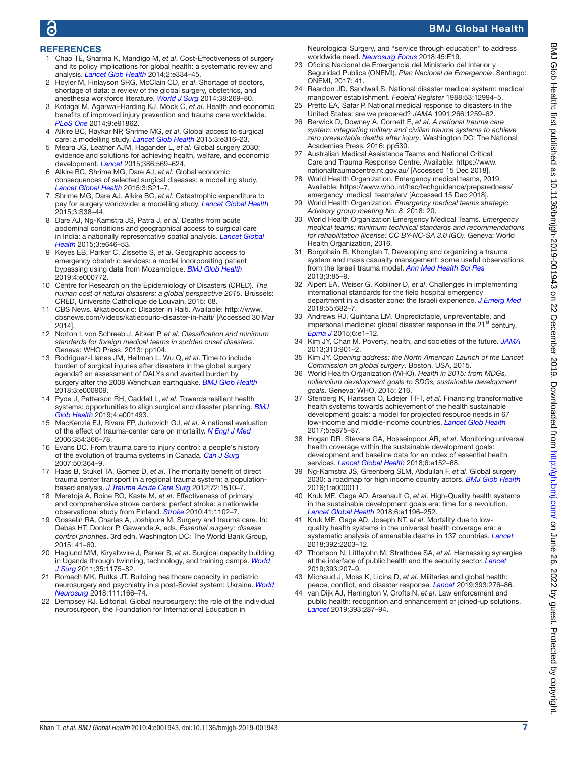## REFERENCES

1. Chao TE, Sharma K, Mandigo M, *et al*. Cost-Effectiveness of surgery and its policy implications for global health: a systematic review and analysis. *Lancet Glob Health* 2014;2:e334–45.
2. Hoyler M, Finlayson SRG, McClain CD, *et al*. Shortage of doctors, shortage of data: a review of the global surgery, obstetrics, and anesthesia workforce literature. *World J Surg* 2014;38:269–80.
3. Kotagal M, Agarwal-Harding KJ, Mock C, *et al*. Health and economic benefits of improved injury prevention and trauma care worldwide. *PLoS One* 2014;9:e91862.
4. Alkire BC, Raykar NP, Shrime MG, *et al*. Global access to surgical care: a modelling study. *Lancet Glob Health* 2015;3:e316–23.
5. Meara JG, Leather AJM, Hagander L, *et al*. Global surgery 2030: evidence and solutions for achieving health, welfare, and economic development. *Lancet* 2015;386:569–624.
6. Alkire BC, Shrime MG, Dare AJ, *et al*. Global economic consequences of selected surgical diseases: a modelling study. *Lancet Global Health* 2015;3:S21–7.
7. Shrime MG, Dare AJ, Alkire BC, *et al*. Catastrophic expenditure to pay for surgery worldwide: a modelling study. *Lancet Global Health* 2015;3:S38–44.
8. Dare AJ, Ng-Kamstra JS, Patra J, *et al*. Deaths from acute abdominal conditions and geographical access to surgical care in India: a nationally representative spatial analysis. *Lancet Global Health* 2015;3:e646–53.
9. Keyes EB, Parker C, Zissette S, *et al*. Geographic access to emergency obstetric services: a model incorporating patient bypassing using data from Mozambique. *BMJ Glob Health* 2019;4:e000772.
10. Centre for Research on the Epidemiology of Disasters (CRED). *The human cost of natural disasters: a global perspective 2015*. Brussels: CRED, Universite Catholique de Louvain, 2015: 68.
11. CBS News. @katiecouric: Disaster in Haiti. Available: http://www.cbsnews.com/videos/katiecouric-disaster-in-haiti/ [Accessed 30 Mar 2014].
12. Norton I, von Schreeb J, Aitken P, *et al*. *Classification and minimum standards for foreign medical teams in sudden onset disasters*. Geneva: WHO Press, 2013: pp104.
13. Rodriguez-Llanes JM, Hellman L, Wu Q, *et al*. Time to include burden of surgical injuries after disasters in the global surgery agenda? an assessment of DALYs and averted burden by surgery after the 2008 Wenchuan earthquake. *BMJ Glob Health* 2018;3:e000909.
14. Pyda J, Patterson RH, Caddell L, *et al*. Towards resilient health systems: opportunities to align surgical and disaster planning. *BMJ Glob Health* 2019;4:e001493.
15. MacKenzie EJ, Rivara FP, Jurkovich GJ, *et al*. A national evaluation of the effect of trauma-center care on mortality. *N Engl J Med* 2006;354:366–78.
16. Evans DC. From trauma care to injury control: a people's history of the evolution of trauma systems in Canada. *Can J Surg* 2007;50:364–9.
17. Haas B, Stukel TA, Gomez D, *et al*. The mortality benefit of direct trauma center transport in a regional trauma system: a population-based analysis. *J Trauma Acute Care Surg* 2012;72:1510–7.
18. Meretoja A, Roine RO, Kaste M, *et al*. Effectiveness of primary and comprehensive stroke centers: perfect stroke: a nationwide observational study from Finland. *Stroke* 2010;41:1102–7.
19. Gosselin RA, Charles A, Joshipura M. Surgery and trauma care. In: Debas HT, Donkor P, Gawande A, eds. *Essential surgery: disease control priorities*. 3rd edn. Washington DC: The World Bank Group, 2015: 41–60.
20. Haglund MM, Kiryabwire J, Parker S, *et al*. Surgical capacity building in Uganda through twinning, technology, and training camps. *World J Surg* 2011;35:1175–82.
21. Romach MK, Rutka JT. Building healthcare capacity in pediatric neurosurgery and psychiatry in a post-Soviet system: Ukraine. *World Neurosurg* 2018;111:166–74.
22. Dempsey RJ. Editorial. Global neurosurgery: the role of the individual neurosurgeon, the Foundation for International Education in Neurological Surgery, and "service through education" to address worldwide need. *Neurosurg Focus* 2018;45:E19.
23. Oficina Nacional de Emergencia del Ministerio del Interior y Seguridad Publica (ONEMI). *Plan Nacional de Emergencia*. Santiago: ONEMI, 2017: 41.
24. Reardon JD, Sandwall S. National disaster medical system: medical manpower establishment. *Federal Register* 1988;53:12994–5.
25. Pretto EA, Safar P. National medical response to disasters in the United States: are we prepared? *JAMA* 1991;266:1259–62.
26. Berwick D, Downey A, Cornett E, *et al*. *A national trauma care system: integrating military and civilian trauma systems to achieve zero preventable deaths after injury*. Washington DC: The National Academies Press, 2016: pp530.
27. Australian Medical Assistance Teams and National Critical Care and Trauma Response Centre. Available: https://www.nationaltraumacentre.nt.gov.au/ [Accessed 15 Dec 2018].
28. World Health Organization. Emergency medical teams, 2019. Available: https://www.who.int/hac/techguidance/preparedness/emergency_medical_teams/en/ [Accessed 15 Dec 2018].
29. World Health Organization. *Emergency medical teams strategic Advisory group meeting No. 8*, 2018: 20.
30. World Health Organization Emergency Medical Teams. *Emergency medical teams: minimum technical standards and recommendations for rehabilitation (license: CC BY-NC-SA 3.0 IGO)*. Geneva: World Health Organization, 2016.
31. Borgohain B, Khonglah T. Developing and organizing a trauma system and mass casualty management: some useful observations from the Israeli trauma model. *Ann Med Health Sci Res* 2013;3:85–9.
32. Alpert EA, Weiser G, Kobliner D, *et al*. Challenges in implementing international standards for the field hospital emergency department in a disaster zone: the Israeli experience. *J Emerg Med* 2018;55:682–7.
33. Andrews RJ, Quintana LM. Unpredictable, unpreventable, and impersonal medicine: global disaster response in the 21st century. *Epma J* 2015;6:e1–12.
34. Kim JY, Chan M. Poverty, health, and societies of the future. *JAMA* 2013;310:901–2.
35. Kim JY. *Opening address: the North American Launch of the Lancet Commission on global surgery*. Boston, USA, 2015.
36. World Health Organization (WHO). *Health in 2015: from MDGs, millennium development goals to SDGs, sustainable development goals*. Geneva: WHO, 2015: 216.
37. Stenberg K, Hanssen O, Edejer TT-T, *et al*. Financing transformative health systems towards achievement of the health sustainable development goals: a model for projected resource needs in 67 low-income and middle-income countries. *Lancet Glob Health* 2017;5:e875–87.
38. Hogan DR, Stevens GA, Hosseinpoor AR, *et al*. Monitoring universal health coverage within the sustainable development goals: development and baseline data for an index of essential health services. *Lancet Global Health* 2018;6:e152–68.
39. Ng-Kamstra JS, Greenberg SLM, Abdullah F, *et al*. Global surgery 2030: a roadmap for high income country actors. *BMJ Glob Health* 2016;1:e000011.
40. Kruk ME, Gage AD, Arsenault C, *et al*. High-Quality health systems in the sustainable development goals era: time for a revolution. *Lancet Global Health* 2018;6:e1196–252.
41. Kruk ME, Gage AD, Joseph NT, *et al*. Mortality due to low-quality health systems in the universal health coverage era: a systematic analysis of amenable deaths in 137 countries. *Lancet* 2018;392:2203–12.
42. Thomson N, Littlejohn M, Strathdee SA, *et al*. Harnessing synergies at the interface of public health and the security sector. *Lancet* 2019;393:207–9.
43. Michaud J, Moss K, Licina D, *et al*. Militaries and global health: peace, conflict, and disaster response. *Lancet* 2019;393:276–86.
44. van Dijk AJ, Herrington V, Crofts N, *et al*. Law enforcement and public health: recognition and enhancement of joined-up solutions. *Lancet* 2019;393:287–94.